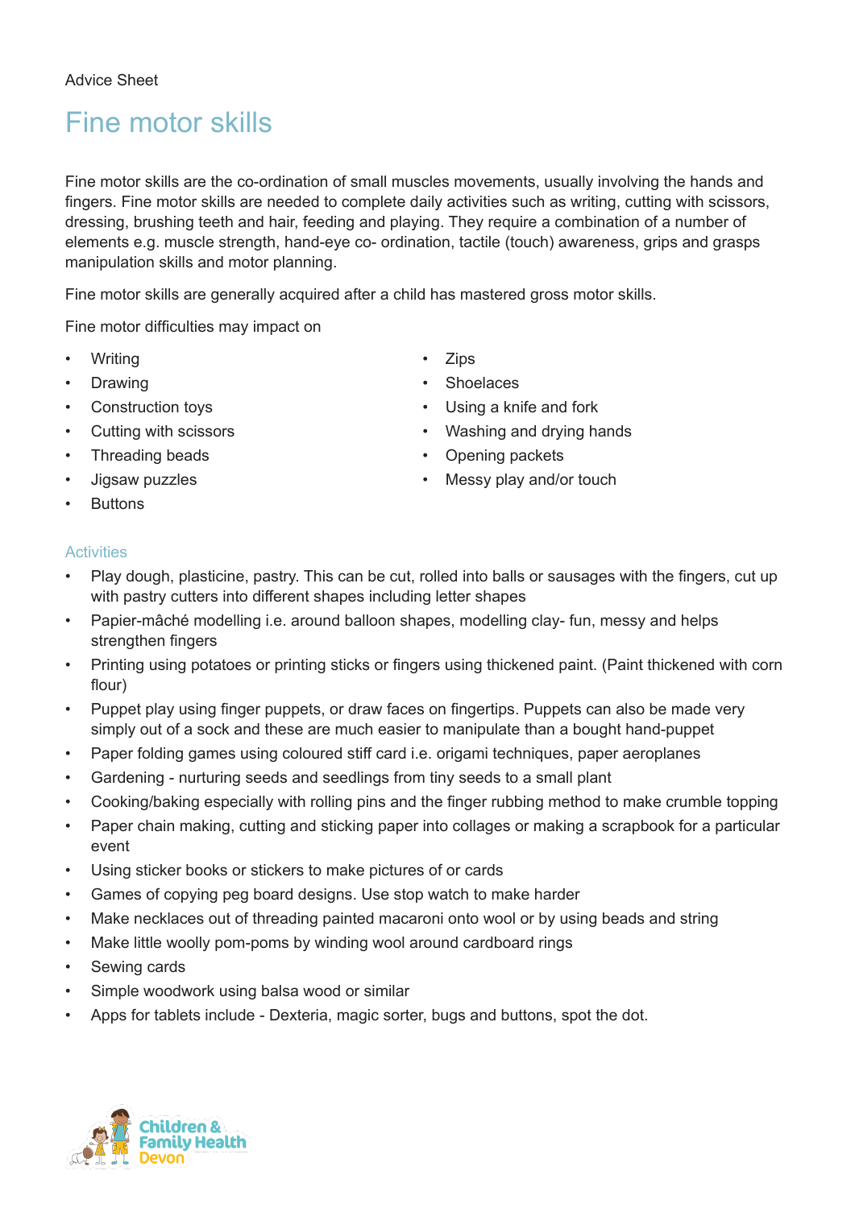Advice Sheet

# Fine motor skills

Fine motor skills are the co-ordination of small muscles movements, usually involving the hands and fingers. Fine motor skills are needed to complete daily activities such as writing, cutting with scissors, dressing, brushing teeth and hair, feeding and playing. They require a combination of a number of elements e.g. muscle strength, hand-eye co- ordination, tactile (touch) awareness, grips and grasps manipulation skills and motor planning.

Fine motor skills are generally acquired after a child has mastered gross motor skills.

Fine motor difficulties may impact on

- Writing
- Drawing
- Construction toys
- Cutting with scissors
- Threading beads
- Jigsaw puzzles
- Buttons
- Zips
- Shoelaces
- Using a knife and fork
- Washing and drying hands
- Opening packets
- Messy play and/or touch

## Activities

- Play dough, plasticine, pastry. This can be cut, rolled into balls or sausages with the fingers, cut up with pastry cutters into different shapes including letter shapes
- Papier-mâché modelling i.e. around balloon shapes, modelling clay- fun, messy and helps strengthen fingers
- Printing using potatoes or printing sticks or fingers using thickened paint. (Paint thickened with corn flour)
- Puppet play using finger puppets, or draw faces on fingertips. Puppets can also be made very simply out of a sock and these are much easier to manipulate than a bought hand-puppet
- Paper folding games using coloured stiff card i.e. origami techniques, paper aeroplanes
- Gardening - nurturing seeds and seedlings from tiny seeds to a small plant
- Cooking/baking especially with rolling pins and the finger rubbing method to make crumble topping
- Paper chain making, cutting and sticking paper into collages or making a scrapbook for a particular event
- Using sticker books or stickers to make pictures of or cards
- Games of copying peg board designs. Use stop watch to make harder
- Make necklaces out of threading painted macaroni onto wool or by using beads and string
- Make little woolly pom-poms by winding wool around cardboard rings
- Sewing cards
- Simple woodwork using balsa wood or similar
- Apps for tablets include - Dexteria, magic sorter, bugs and buttons, spot the dot.

Children & Family Health Devon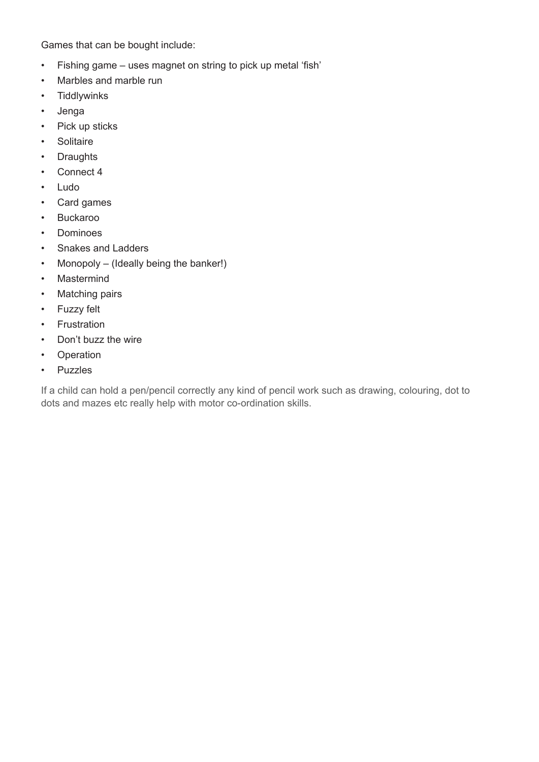Games that can be bought include:

- Fishing game – uses magnet on string to pick up metal ‘fish’
- Marbles and marble run
- Tiddlywinks
- Jenga
- Pick up sticks
- Solitaire
- Draughts
- Connect 4
- Ludo
- Card games
- Buckaroo
- Dominoes
- Snakes and Ladders
- Monopoly – (Ideally being the banker!)
- Mastermind
- Matching pairs
- Fuzzy felt
- Frustration
- Don’t buzz the wire
- Operation
- Puzzles

If a child can hold a pen/pencil correctly any kind of pencil work such as drawing, colouring, dot to dots and mazes etc really help with motor co-ordination skills.